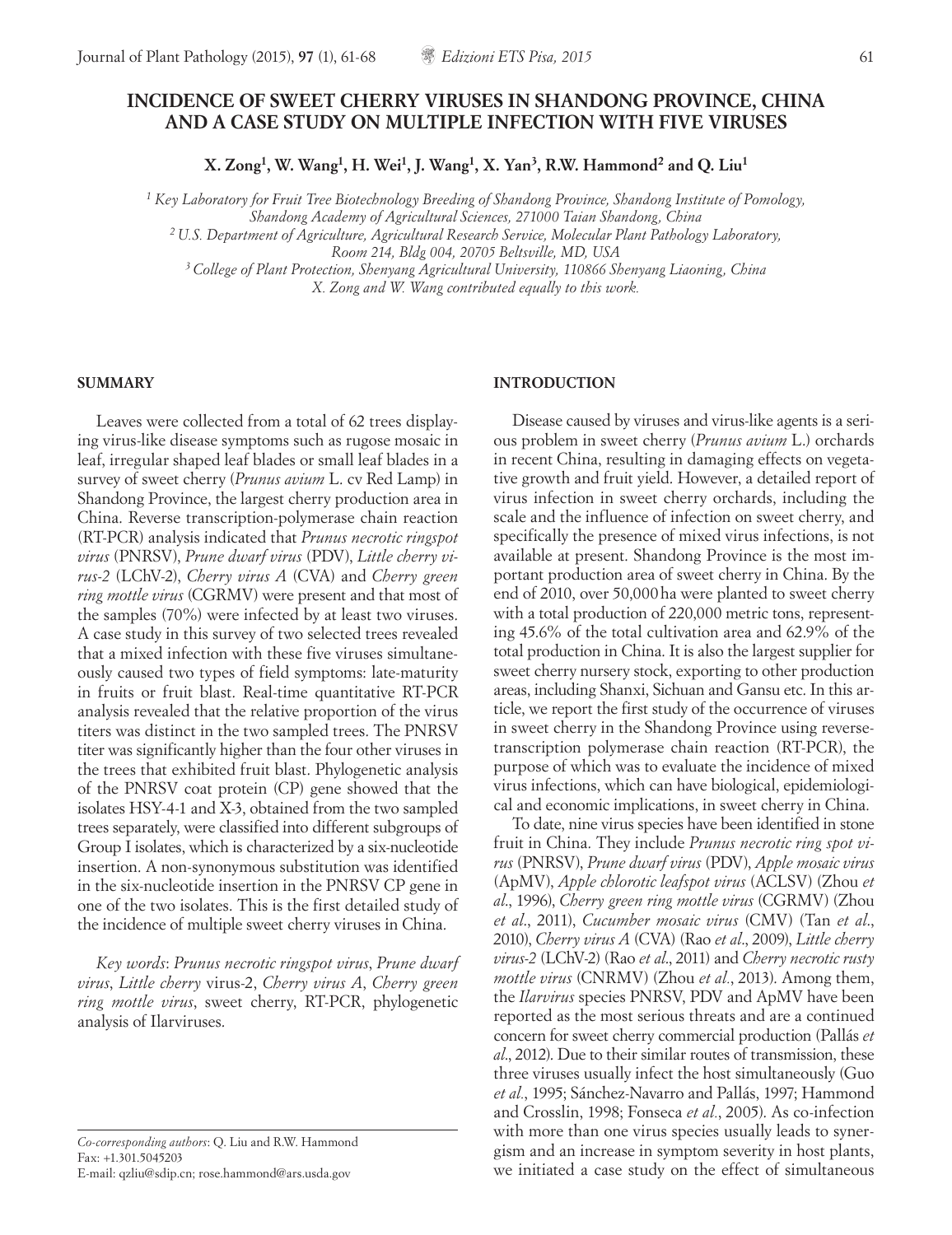# INCIDENCE OF SWEET CHERRY VIRUSES IN SHANDONG PROVINCE, CHINA AND A CASE STUDY ON MULTIPLE INFECTION WITH FIVE VIRUSES

**X. Zong[1], W. Wang[1], H. Wei[1], J. Wang[1], X. Yan[3], R.W. Hammond[2] and Q. Liu[1]**

*[1] Key Laboratory for Fruit Tree Biotechnology Breeding of Shandong Province, Shandong Institute of Pomology, Shandong Academy of Agricultural Sciences, 271000 Taian Shandong, China*
*[2] U.S. Department of Agriculture, Agricultural Research Service, Molecular Plant Pathology Laboratory, Room 214, Bldg 004, 20705 Beltsville, MD, USA*
*[3] College of Plant Protection, Shenyang Agricultural University, 110866 Shenyang Liaoning, China*
*X. Zong and W. Wang contributed equally to this work.*

## SUMMARY

Leaves were collected from a total of 62 trees displaying virus-like disease symptoms such as rugose mosaic in leaf, irregular shaped leaf blades or small leaf blades in a survey of sweet cherry (*Prunus avium* L. cv Red Lamp) in Shandong Province, the largest cherry production area in China. Reverse transcription-polymerase chain reaction (RT-PCR) analysis indicated that *Prunus necrotic ringspot virus* (PNRSV), *Prune dwarf virus* (PDV), *Little cherry virus-2* (LChV-2), *Cherry virus A* (CVA) and *Cherry green ring mottle virus* (CGRMV) were present and that most of the samples (70%) were infected by at least two viruses. A case study in this survey of two selected trees revealed that a mixed infection with these five viruses simultaneously caused two types of field symptoms: late-maturity in fruits or fruit blast. Real-time quantitative RT-PCR analysis revealed that the relative proportion of the virus titers was distinct in the two sampled trees. The PNRSV titer was significantly higher than the four other viruses in the trees that exhibited fruit blast. Phylogenetic analysis of the PNRSV coat protein (CP) gene showed that the isolates HSY-4-1 and X-3, obtained from the two sampled trees separately, were classified into different subgroups of Group I isolates, which is characterized by a six-nucleotide insertion. A non-synonymous substitution was identified in the six-nucleotide insertion in the PNRSV CP gene in one of the two isolates. This is the first detailed study of the incidence of multiple sweet cherry viruses in China.

*Key words*: *Prunus necrotic ringspot virus*, *Prune dwarf virus*, *Little cherry* virus-2, *Cherry virus A*, *Cherry green ring mottle virus*, sweet cherry, RT-PCR, phylogenetic analysis of Ilarviruses.

## INTRODUCTION

Disease caused by viruses and virus-like agents is a serious problem in sweet cherry (*Prunus avium* L.) orchards in recent China, resulting in damaging effects on vegetative growth and fruit yield. However, a detailed report of virus infection in sweet cherry orchards, including the scale and the influence of infection on sweet cherry, and specifically the presence of mixed virus infections, is not available at present. Shandong Province is the most important production area of sweet cherry in China. By the end of 2010, over 50,000 ha were planted to sweet cherry with a total production of 220,000 metric tons, representing 45.6% of the total cultivation area and 62.9% of the total production in China. It is also the largest supplier for sweet cherry nursery stock, exporting to other production areas, including Shanxi, Sichuan and Gansu etc. In this article, we report the first study of the occurrence of viruses in sweet cherry in the Shandong Province using reverse-transcription polymerase chain reaction (RT-PCR), the purpose of which was to evaluate the incidence of mixed virus infections, which can have biological, epidemiological and economic implications, in sweet cherry in China.

To date, nine virus species have been identified in stone fruit in China. They include *Prunus necrotic ring spot virus* (PNRSV), *Prune dwarf virus* (PDV), *Apple mosaic virus* (ApMV), *Apple chlorotic leafspot virus* (ACLSV) (Zhou *et al*., 1996), *Cherry green ring mottle virus* (CGRMV) (Zhou *et al*., 2011), *Cucumber mosaic virus* (CMV) (Tan *et al*., 2010), *Cherry virus A* (CVA) (Rao *et al*., 2009), *Little cherry virus-2* (LChV-2) (Rao *et al*., 2011) and *Cherry necrotic rusty mottle virus* (CNRMV) (Zhou *et al*., 2013). Among them, the *Ilarvirus* species PNRSV, PDV and ApMV have been reported as the most serious threats and are a continued concern for sweet cherry commercial production (Pallás *et al*., 2012). Due to their similar routes of transmission, these three viruses usually infect the host simultaneously (Guo *et al*., 1995; Sánchez-Navarro and Pallás, 1997; Hammond and Crosslin, 1998; Fonseca *et al*., 2005). As co-infection with more than one virus species usually leads to synergism and an increase in symptom severity in host plants, we initiated a case study on the effect of simultaneous

*Co-corresponding authors*: Q. Liu and R.W. Hammond
Fax: +1.301.5045203
E-mail: qzliu@sdip.cn; rose.hammond@ars.usda.gov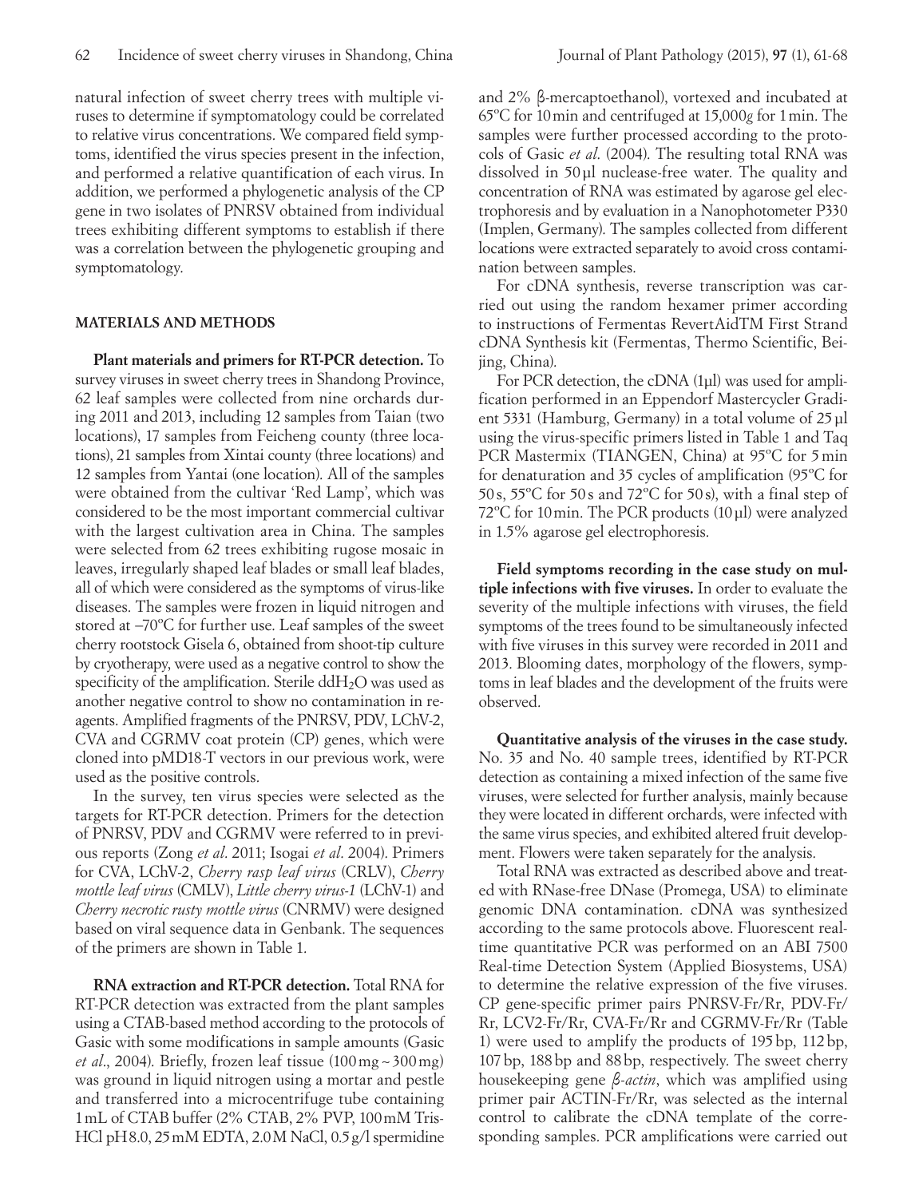natural infection of sweet cherry trees with multiple viruses to determine if symptomatology could be correlated to relative virus concentrations. We compared field symptoms, identified the virus species present in the infection, and performed a relative quantification of each virus. In addition, we performed a phylogenetic analysis of the CP gene in two isolates of PNRSV obtained from individual trees exhibiting different symptoms to establish if there was a correlation between the phylogenetic grouping and symptomatology.

## MATERIALS AND METHODS

**Plant materials and primers for RT-PCR detection.** To survey viruses in sweet cherry trees in Shandong Province, 62 leaf samples were collected from nine orchards during 2011 and 2013, including 12 samples from Taian (two locations), 17 samples from Feicheng county (three locations), 21 samples from Xintai county (three locations) and 12 samples from Yantai (one location). All of the samples were obtained from the cultivar 'Red Lamp', which was considered to be the most important commercial cultivar with the largest cultivation area in China. The samples were selected from 62 trees exhibiting rugose mosaic in leaves, irregularly shaped leaf blades or small leaf blades, all of which were considered as the symptoms of virus-like diseases. The samples were frozen in liquid nitrogen and stored at –70°C for further use. Leaf samples of the sweet cherry rootstock Gisela 6, obtained from shoot-tip culture by cryotherapy, were used as a negative control to show the specificity of the amplification. Sterile ddH$_2$O was used as another negative control to show no contamination in reagents. Amplified fragments of the PNRSV, PDV, LChV-2, CVA and CGRMV coat protein (CP) genes, which were cloned into pMD18-T vectors in our previous work, were used as the positive controls.

In the survey, ten virus species were selected as the targets for RT-PCR detection. Primers for the detection of PNRSV, PDV and CGRMV were referred to in previous reports (Zong *et al*. 2011; Isogai *et al*. 2004). Primers for CVA, LChV-2, *Cherry rasp leaf virus* (CRLV), *Cherry mottle leaf virus* (CMLV), *Little cherry virus-1* (LChV-1) and *Cherry necrotic rusty mottle virus* (CNRMV) were designed based on viral sequence data in Genbank. The sequences of the primers are shown in Table 1.

**RNA extraction and RT-PCR detection.** Total RNA for RT-PCR detection was extracted from the plant samples using a CTAB-based method according to the protocols of Gasic with some modifications in sample amounts (Gasic *et al*., 2004). Briefly, frozen leaf tissue (100 mg ~ 300 mg) was ground in liquid nitrogen using a mortar and pestle and transferred into a microcentrifuge tube containing 1 mL of CTAB buffer (2% CTAB, 2% PVP, 100 mM Tris-HCl pH 8.0, 25 mM EDTA, 2.0 M NaCl, 0.5 g/l spermidine and 2% β-mercaptoethanol), vortexed and incubated at 65°C for 10 min and centrifuged at 15,000*g* for 1 min. The samples were further processed according to the protocols of Gasic *et al*. (2004). The resulting total RNA was dissolved in 50 µl nuclease-free water. The quality and concentration of RNA was estimated by agarose gel electrophoresis and by evaluation in a Nanophotometer P330 (Implen, Germany). The samples collected from different locations were extracted separately to avoid cross contamination between samples.

For cDNA synthesis, reverse transcription was carried out using the random hexamer primer according to instructions of Fermentas RevertAidTM First Strand cDNA Synthesis kit (Fermentas, Thermo Scientific, Beijing, China).

For PCR detection, the cDNA (1µl) was used for amplification performed in an Eppendorf Mastercycler Gradient 5331 (Hamburg, Germany) in a total volume of 25 µl using the virus-specific primers listed in Table 1 and Taq PCR Mastermix (TIANGEN, China) at 95°C for 5 min for denaturation and 35 cycles of amplification (95°C for 50 s, 55°C for 50 s and 72°C for 50 s), with a final step of 72°C for 10 min. The PCR products (10 µl) were analyzed in 1.5% agarose gel electrophoresis.

**Field symptoms recording in the case study on multiple infections with five viruses.** In order to evaluate the severity of the multiple infections with viruses, the field symptoms of the trees found to be simultaneously infected with five viruses in this survey were recorded in 2011 and 2013. Blooming dates, morphology of the flowers, symptoms in leaf blades and the development of the fruits were observed.

**Quantitative analysis of the viruses in the case study.** No. 35 and No. 40 sample trees, identified by RT-PCR detection as containing a mixed infection of the same five viruses, were selected for further analysis, mainly because they were located in different orchards, were infected with the same virus species, and exhibited altered fruit development. Flowers were taken separately for the analysis.

Total RNA was extracted as described above and treated with RNase-free DNase (Promega, USA) to eliminate genomic DNA contamination. cDNA was synthesized according to the same protocols above. Fluorescent real-time quantitative PCR was performed on an ABI 7500 Real-time Detection System (Applied Biosystems, USA) to determine the relative expression of the five viruses. CP gene-specific primer pairs PNRSV-Fr/Rr, PDV-Fr/Rr, LCV2-Fr/Rr, CVA-Fr/Rr and CGRMV-Fr/Rr (Table 1) were used to amplify the products of 195 bp, 112 bp, 107 bp, 188 bp and 88 bp, respectively. The sweet cherry housekeeping gene *β-actin*, which was amplified using primer pair ACTIN-Fr/Rr, was selected as the internal control to calibrate the cDNA template of the corresponding samples. PCR amplifications were carried out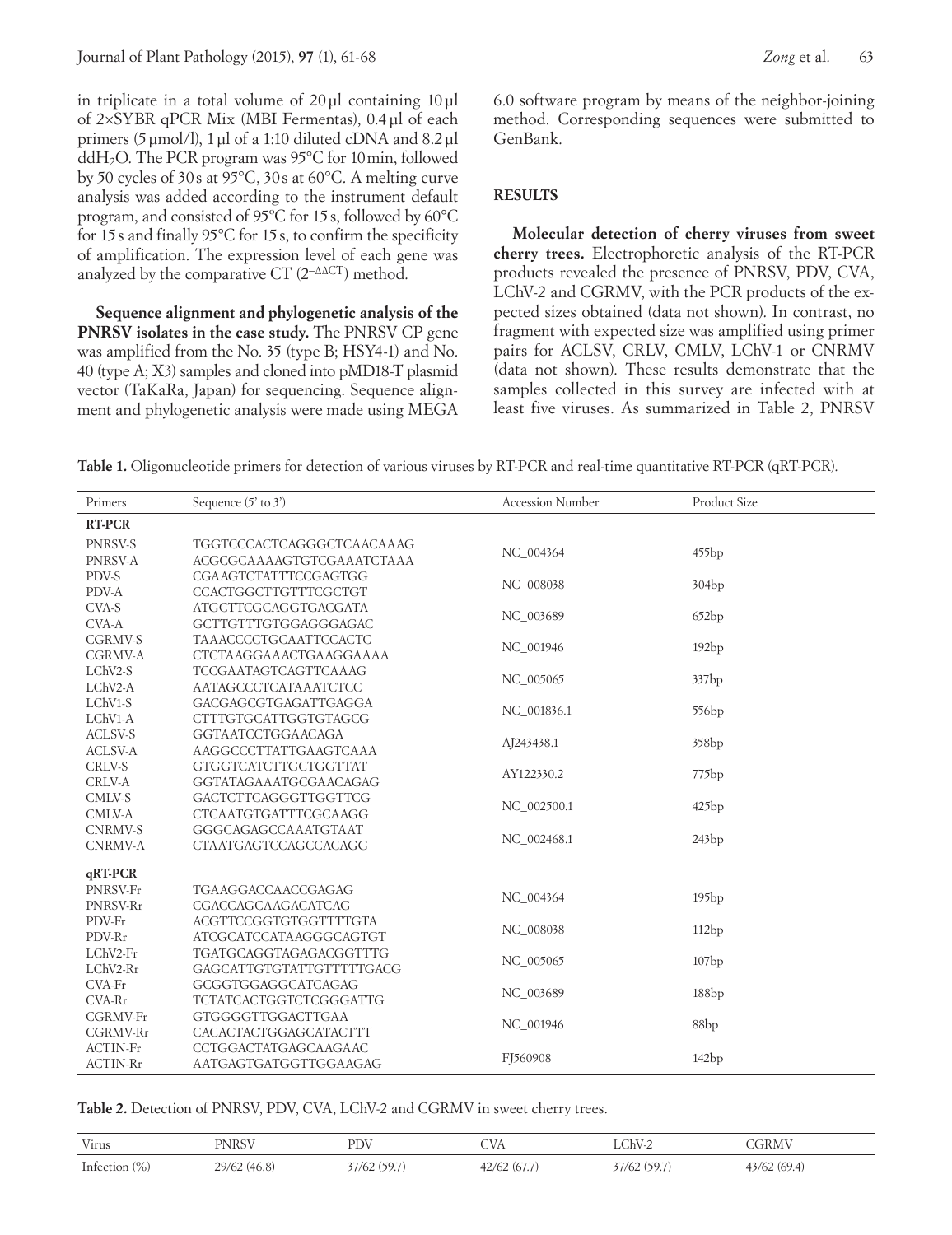in triplicate in a total volume of 20 µl containing 10 µl of 2×SYBR qPCR Mix (MBI Fermentas), 0.4 µl of each primers (5 µmol/l), 1 µl of a 1:10 diluted cDNA and 8.2 µl dd$H_2O$. The PCR program was 95°C for 10 min, followed by 50 cycles of 30 s at 95°C, 30 s at 60°C. A melting curve analysis was added according to the instrument default program, and consisted of 95°C for 15 s, followed by 60°C for 15 s and finally 95°C for 15 s, to confirm the specificity of amplification. The expression level of each gene was analyzed by the comparative CT ($2^{-\Delta\Delta CT}$) method.

**Sequence alignment and phylogenetic analysis of the PNRSV isolates in the case study.** The PNRSV CP gene was amplified from the No. 35 (type B; HSY4-1) and No. 40 (type A; X3) samples and cloned into pMD18-T plasmid vector (TaKaRa, Japan) for sequencing. Sequence alignment and phylogenetic analysis were made using MEGA 6.0 software program by means of the neighbor-joining method. Corresponding sequences were submitted to GenBank.

## RESULTS

**Molecular detection of cherry viruses from sweet cherry trees.** Electrophoretic analysis of the RT-PCR products revealed the presence of PNRSV, PDV, CVA, LChV-2 and CGRMV, with the PCR products of the expected sizes obtained (data not shown). In contrast, no fragment with expected size was amplified using primer pairs for ACLSV, CRLV, CMLV, LChV-1 or CNRMV (data not shown). These results demonstrate that the samples collected in this survey are infected with at least five viruses. As summarized in Table 2, PNRSV

**Table 1.** Oligonucleotide primers for detection of various viruses by RT-PCR and real-time quantitative RT-PCR (qRT-PCR).

| Primers | Sequence (5' to 3') | Accession Number | Product Size |
|---|---|---|---|
| **RT-PCR** | | | |
| PNRSV-S | TGGTCCCACTCAGGGCTCAACAAAG | NC_004364 | 455bp |
| PNRSV-A | ACGCGCAAAAGTGTCGAAATCTAAA | | |
| PDV-S | CGAAGTCTATTTCCGAGTGG | NC_008038 | 304bp |
| PDV-A | CCACTGGCTTGTTTCGCTGT | | |
| CVA-S | ATGCTTCGCAGGTGACGATA | NC_003689 | 652bp |
| CVA-A | GCTTGTTTGTGGAGGGAGAC | | |
| CGRMV-S | TAAACCCCTGCAATTCCACTC | NC_001946 | 192bp |
| CGRMV-A | CTCTAAGGAAACTGAAGGAAAA | | |
| LChV2-S | TCCGAATAGTCAGTTCAAAG | NC_005065 | 337bp |
| LChV2-A | AATAGCCCTCATAAATCTCC | | |
| LChV1-S | GACGAGCGTGAGATTGAGGA | NC_001836.1 | 556bp |
| LChV1-A | CTTTGTGCATTGGTGTAGCG | | |
| ACLSV-S | GGTAATCCTGGAACAGA | AJ243438.1 | 358bp |
| ACLSV-A | AAGGCCCTTATTGAAGTCAAA | | |
| CRLV-S | GTGGTCATCTTGCTGGTTAT | AY122330.2 | 775bp |
| CRLV-A | GGTATAGAAATGCGAACAGAG | | |
| CMLV-S | GACTCTTCAGGGTTGGTTCG | NC_002500.1 | 425bp |
| CMLV-A | CTCAATGTGATTTCGCAAGG | | |
| CNRMV-S | GGGCAGAGCCAAATGTAAT | NC_002468.1 | 243bp |
| CNRMV-A | CTAATGAGTCCAGCCACAGG | | |
| **qRT-PCR** | | | |
| PNRSV-Fr | TGAAGGACCAACCGAGAG | NC_004364 | 195bp |
| PNRSV-Rr | CGACCAGCAAGACATCAG | | |
| PDV-Fr | ACGTTCCGGTGTGGTTTTGTA | NC_008038 | 112bp |
| PDV-Rr | ATCGCATCCATAAGGGCAGTGT | | |
| LChV2-Fr | TGATGCAGGTAGAGACGGTTTG | NC_005065 | 107bp |
| LChV2-Rr | GAGCATTGTGTATTGTTTTTGACG | | |
| CVA-Fr | GCGGTGGAGGCATCAGAG | NC_003689 | 188bp |
| CVA-Rr | TCTATCACTGGTCTCGGGATTG | | |
| CGRMV-Fr | GTGGGGTTGGACTTGAA | NC_001946 | 88bp |
| CGRMV-Rr | CACACTACTGGAGCATACTTT | | |
| ACTIN-Fr | CCTGGACTATGAGCAAGAAC | FJ560908 | 142bp |
| ACTIN-Rr | AATGAGTGATGGTTGGAAGAG | | |

**Table 2.** Detection of PNRSV, PDV, CVA, LChV-2 and CGRMV in sweet cherry trees.

| Virus | PNRSV | PDV | CVA | LChV-2 | CGRMV |
|---|---|---|---|---|---|
| Infection (%) | 29/62 (46.8) | 37/62 (59.7) | 42/62 (67.7) | 37/62 (59.7) | 43/62 (69.4) |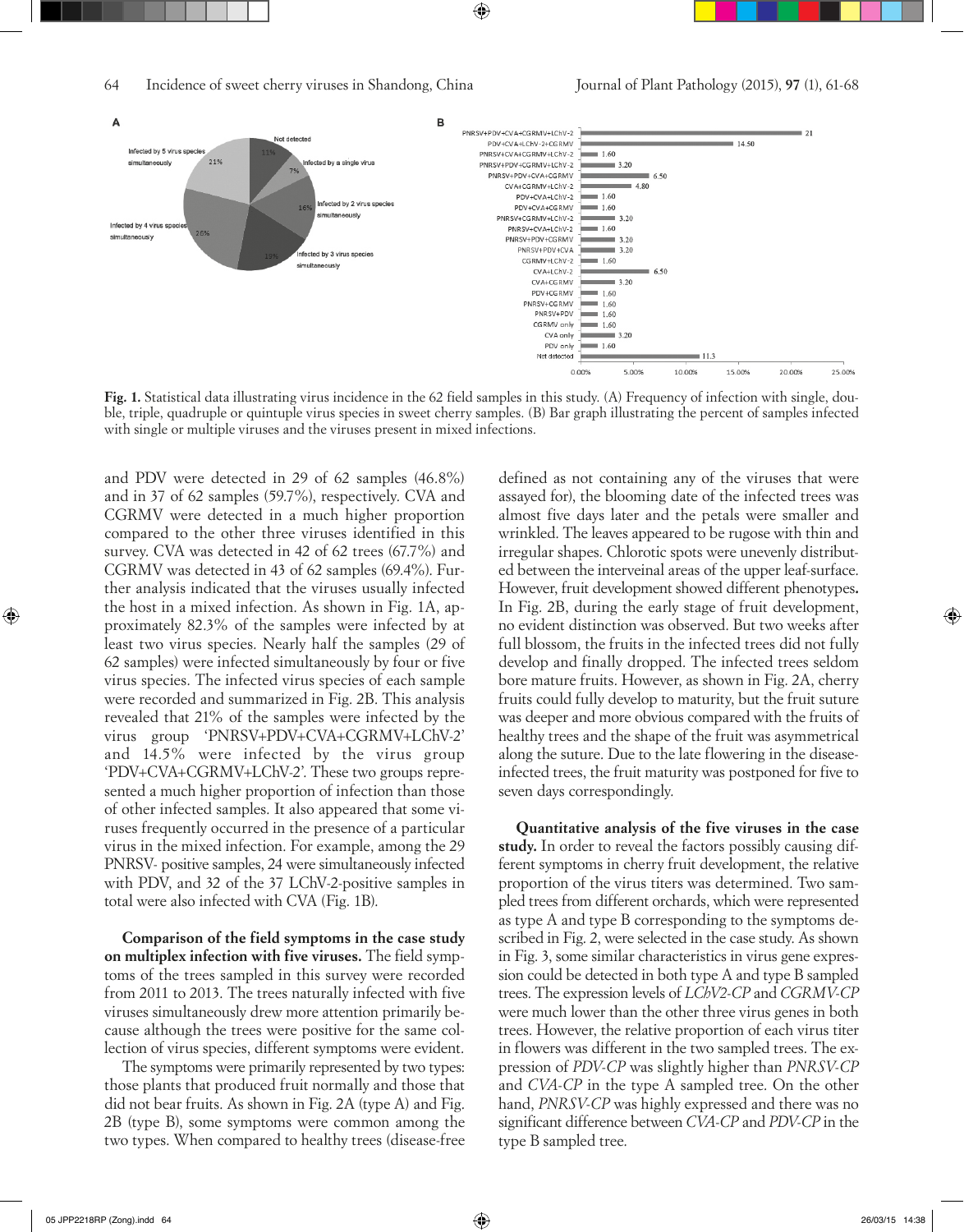**Fig. 1.** Statistical data illustrating virus incidence in the 62 field samples in this study. (A) Frequency of infection with single, double, triple, quadruple or quintuple virus species in sweet cherry samples. (B) Bar graph illustrating the percent of samples infected with single or multiple viruses and the viruses present in mixed infections.

and PDV were detected in 29 of 62 samples (46.8%) and in 37 of 62 samples (59.7%), respectively. CVA and CGRMV were detected in a much higher proportion compared to the other three viruses identified in this survey. CVA was detected in 42 of 62 trees (67.7%) and CGRMV was detected in 43 of 62 samples (69.4%). Further analysis indicated that the viruses usually infected the host in a mixed infection. As shown in Fig. 1A, approximately 82.3% of the samples were infected by at least two virus species. Nearly half the samples (29 of 62 samples) were infected simultaneously by four or five virus species. The infected virus species of each sample were recorded and summarized in Fig. 2B. This analysis revealed that 21% of the samples were infected by the virus group 'PNRSV+PDV+CVA+CGRMV+LChV-2' and 14.5% were infected by the virus group 'PDV+CVA+CGRMV+LChV-2'. These two groups represented a much higher proportion of infection than those of other infected samples. It also appeared that some viruses frequently occurred in the presence of a particular virus in the mixed infection. For example, among the 29 PNRSV- positive samples, 24 were simultaneously infected with PDV, and 32 of the 37 LChV-2-positive samples in total were also infected with CVA (Fig. 1B).

**Comparison of the field symptoms in the case study on multiplex infection with five viruses.** The field symptoms of the trees sampled in this survey were recorded from 2011 to 2013. The trees naturally infected with five viruses simultaneously drew more attention primarily because although the trees were positive for the same collection of virus species, different symptoms were evident.

The symptoms were primarily represented by two types: those plants that produced fruit normally and those that did not bear fruits. As shown in Fig. 2A (type A) and Fig. 2B (type B), some symptoms were common among the two types. When compared to healthy trees (disease-free defined as not containing any of the viruses that were assayed for), the blooming date of the infected trees was almost five days later and the petals were smaller and wrinkled. The leaves appeared to be rugose with thin and irregular shapes. Chlorotic spots were unevenly distributed between the interveinal areas of the upper leaf-surface. However, fruit development showed different phenotypes. In Fig. 2B, during the early stage of fruit development, no evident distinction was observed. But two weeks after full blossom, the fruits in the infected trees did not fully develop and finally dropped. The infected trees seldom bore mature fruits. However, as shown in Fig. 2A, cherry fruits could fully develop to maturity, but the fruit suture was deeper and more obvious compared with the fruits of healthy trees and the shape of the fruit was asymmetrical along the suture. Due to the late flowering in the disease-infected trees, the fruit maturity was postponed for five to seven days correspondingly.

**Quantitative analysis of the five viruses in the case study.** In order to reveal the factors possibly causing different symptoms in cherry fruit development, the relative proportion of the virus titers was determined. Two sampled trees from different orchards, which were represented as type A and type B corresponding to the symptoms described in Fig. 2, were selected in the case study. As shown in Fig. 3, some similar characteristics in virus gene expression could be detected in both type A and type B sampled trees. The expression levels of *LChV2-CP* and *CGRMV-CP* were much lower than the other three virus genes in both trees. However, the relative proportion of each virus titer in flowers was different in the two sampled trees. The expression of *PDV-CP* was slightly higher than *PNRSV-CP* and *CVA-CP* in the type A sampled tree. On the other hand, *PNRSV-CP* was highly expressed and there was no significant difference between *CVA-CP* and *PDV-CP* in the type B sampled tree.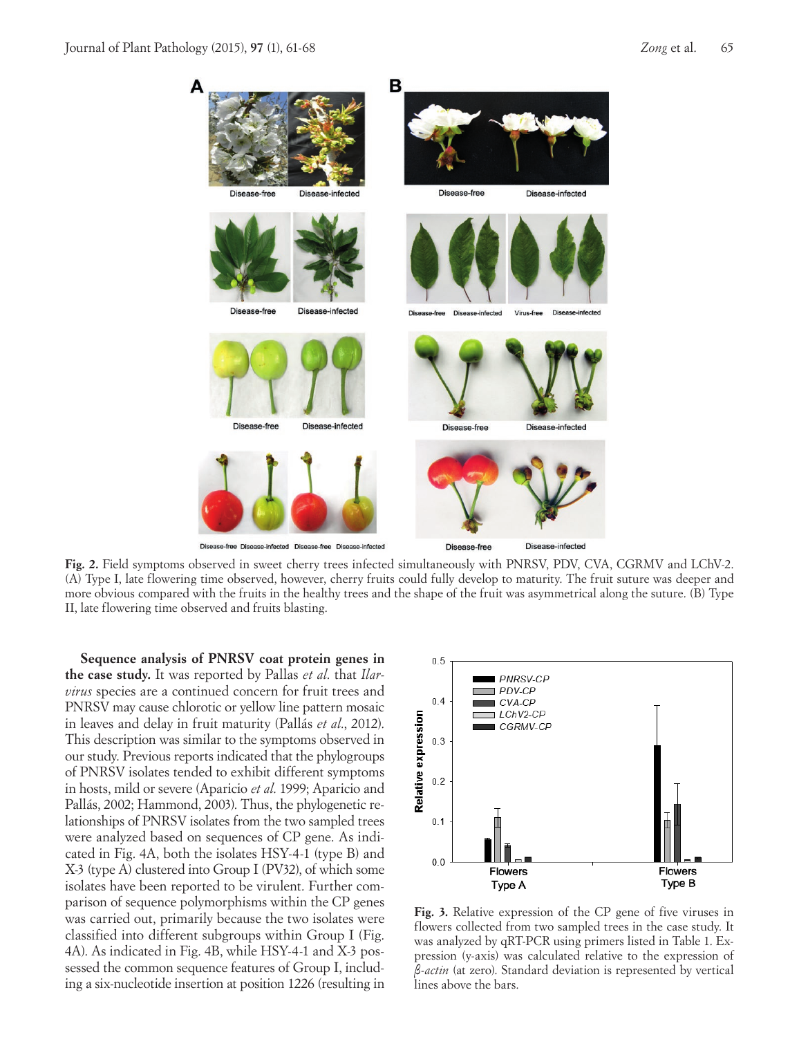**Fig. 2.** Field symptoms observed in sweet cherry trees infected simultaneously with PNRSV, PDV, CVA, CGRMV and LChV-2. (A) Type I, late flowering time observed, however, cherry fruits could fully develop to maturity. The fruit suture was deeper and more obvious compared with the fruits in the healthy trees and the shape of the fruit was asymmetrical along the suture. (B) Type II, late flowering time observed and fruits blasting.

**Sequence analysis of PNRSV coat protein genes in the case study.** It was reported by Pallas *et al*. that *Ilarvirus* species are a continued concern for fruit trees and PNRSV may cause chlorotic or yellow line pattern mosaic in leaves and delay in fruit maturity (Pallás *et al*., 2012). This description was similar to the symptoms observed in our study. Previous reports indicated that the phylogroups of PNRSV isolates tended to exhibit different symptoms in hosts, mild or severe (Aparicio *et al.* 1999; Aparicio and Pallás, 2002; Hammond, 2003). Thus, the phylogenetic relationships of PNRSV isolates from the two sampled trees were analyzed based on sequences of CP gene. As indicated in Fig. 4A, both the isolates HSY-4-1 (type B) and X-3 (type A) clustered into Group I (PV32), of which some isolates have been reported to be virulent. Further comparison of sequence polymorphisms within the CP genes was carried out, primarily because the two isolates were classified into different subgroups within Group I (Fig. 4A). As indicated in Fig. 4B, while HSY-4-1 and X-3 possessed the common sequence features of Group I, including a six-nucleotide insertion at position 1226 (resulting in

**Fig. 3.** Relative expression of the CP gene of five viruses in flowers collected from two sampled trees in the case study. It was analyzed by qRT-PCR using primers listed in Table 1. Expression (y-axis) was calculated relative to the expression of *β-actin* (at zero). Standard deviation is represented by vertical lines above the bars.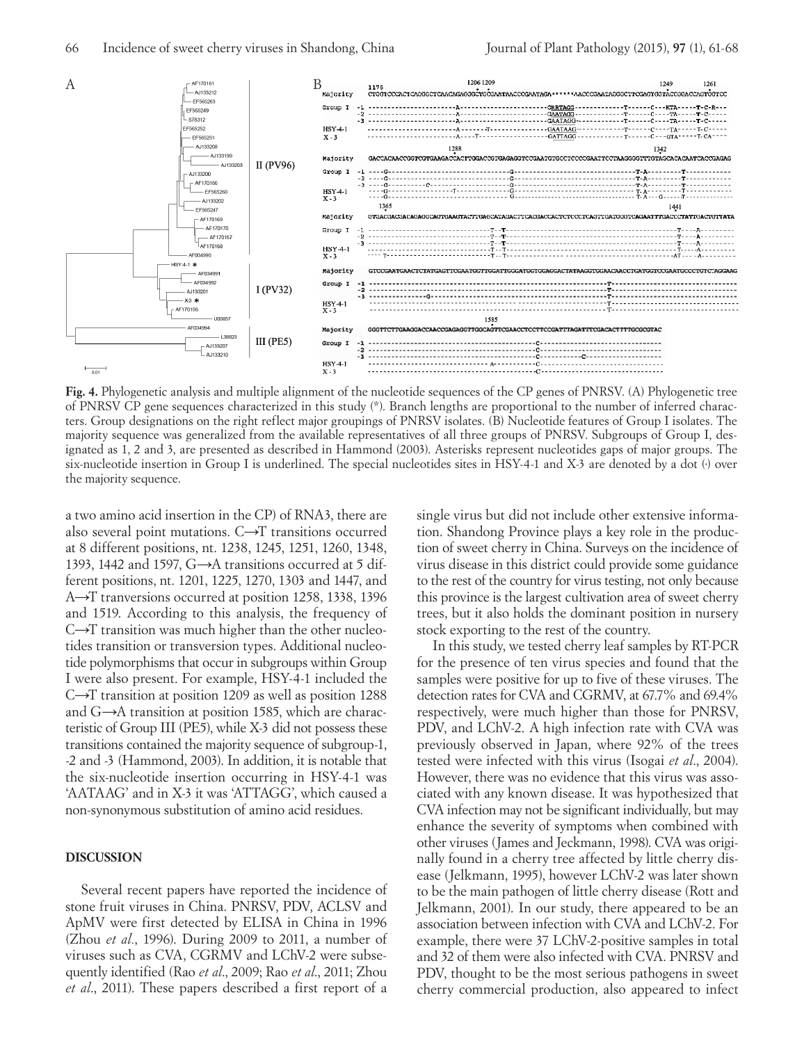**Fig. 4.** Phylogenetic analysis and multiple alignment of the nucleotide sequences of the CP genes of PNRSV. (A) Phylogenetic tree of PNRSV CP gene sequences characterized in this study (*). Branch lengths are proportional to the number of inferred characters. Group designations on the right reflect major groupings of PNRSV isolates. (B) Nucleotide features of Group I isolates. The majority sequence was generalized from the available representatives of all three groups of PNRSV. Subgroups of Group I, designated as 1, 2 and 3, are presented as described in Hammond (2003). Asterisks represent nucleotides gaps of major groups. The six-nucleotide insertion in Group I is underlined. The special nucleotides sites in HSY-4-1 and X-3 are denoted by a dot (·) over the majority sequence.

a two amino acid insertion in the CP) of RNA3, there are also several point mutations. C→T transitions occurred at 8 different positions, nt. 1238, 1245, 1251, 1260, 1348, 1393, 1442 and 1597, G→A transitions occurred at 5 different positions, nt. 1201, 1225, 1270, 1303 and 1447, and A→T tranversions occurred at position 1258, 1338, 1396 and 1519. According to this analysis, the frequency of C→T transition was much higher than the other nucleotides transition or transversion types. Additional nucleotide polymorphisms that occur in subgroups within Group I were also present. For example, HSY-4-1 included the C→T transition at position 1209 as well as position 1288 and G→A transition at position 1585, which are characteristic of Group III (PE5), while X-3 did not possess these transitions contained the majority sequence of subgroup-1, -2 and -3 (Hammond, 2003). In addition, it is notable that the six-nucleotide insertion occurring in HSY-4-1 was 'AATAAG' and in X-3 it was 'ATTAGG', which caused a non-synonymous substitution of amino acid residues.

## DISCUSSION

Several recent papers have reported the incidence of stone fruit viruses in China. PNRSV, PDV, ACLSV and ApMV were first detected by ELISA in China in 1996 (Zhou *et al.*, 1996). During 2009 to 2011, a number of viruses such as CVA, CGRMV and LChV-2 were subsequently identified (Rao *et al*., 2009; Rao *et al*., 2011; Zhou *et al*., 2011). These papers described a first report of a single virus but did not include other extensive information. Shandong Province plays a key role in the production of sweet cherry in China. Surveys on the incidence of virus disease in this district could provide some guidance to the rest of the country for virus testing, not only because this province is the largest cultivation area of sweet cherry trees, but it also holds the dominant position in nursery stock exporting to the rest of the country.

In this study, we tested cherry leaf samples by RT-PCR for the presence of ten virus species and found that the samples were positive for up to five of these viruses. The detection rates for CVA and CGRMV, at 67.7% and 69.4% respectively, were much higher than those for PNRSV, PDV, and LChV-2. A high infection rate with CVA was previously observed in Japan, where 92% of the trees tested were infected with this virus (Isogai *et al*., 2004). However, there was no evidence that this virus was associated with any known disease. It was hypothesized that CVA infection may not be significant individually, but may enhance the severity of symptoms when combined with other viruses (James and Jeckmann, 1998). CVA was originally found in a cherry tree affected by little cherry disease (Jelkmann, 1995), however LChV-2 was later shown to be the main pathogen of little cherry disease (Rott and Jelkmann, 2001). In our study, there appeared to be an association between infection with CVA and LChV-2. For example, there were 37 LChV-2-positive samples in total and 32 of them were also infected with CVA. PNRSV and PDV, thought to be the most serious pathogens in sweet cherry commercial production, also appeared to infect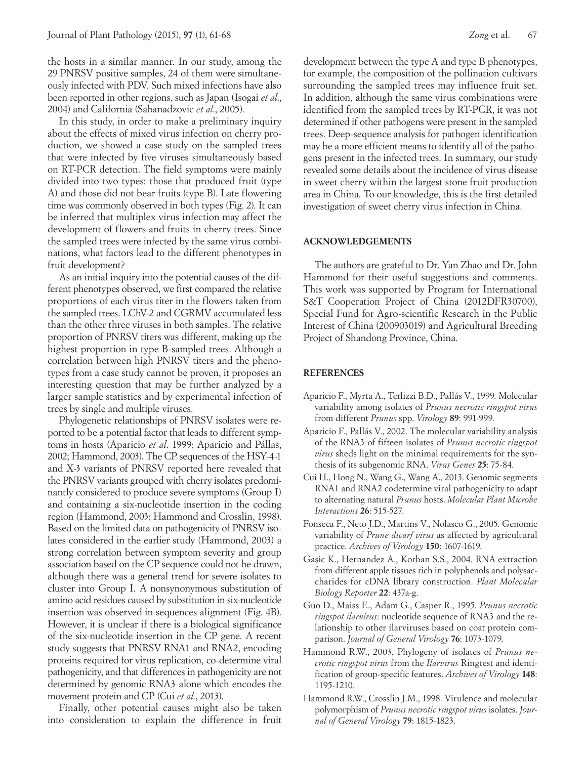the hosts in a similar manner. In our study, among the 29 PNRSV positive samples, 24 of them were simultaneously infected with PDV. Such mixed infections have also been reported in other regions, such as Japan (Isogai *et al*., 2004) and California (Sabanadzovic *et al*., 2005).

In this study, in order to make a preliminary inquiry about the effects of mixed virus infection on cherry production, we showed a case study on the sampled trees that were infected by five viruses simultaneously based on RT-PCR detection. The field symptoms were mainly divided into two types: those that produced fruit (type A) and those did not bear fruits (type B). Late flowering time was commonly observed in both types (Fig. 2). It can be inferred that multiplex virus infection may affect the development of flowers and fruits in cherry trees. Since the sampled trees were infected by the same virus combinations, what factors lead to the different phenotypes in fruit development?

As an initial inquiry into the potential causes of the different phenotypes observed, we first compared the relative proportions of each virus titer in the flowers taken from the sampled trees. LChV-2 and CGRMV accumulated less than the other three viruses in both samples. The relative proportion of PNRSV titers was different, making up the highest proportion in type B-sampled trees. Although a correlation between high PNRSV titers and the phenotypes from a case study cannot be proven, it proposes an interesting question that may be further analyzed by a larger sample statistics and by experimental infection of trees by single and multiple viruses.

Phylogenetic relationships of PNRSV isolates were reported to be a potential factor that leads to different symptoms in hosts (Aparicio *et al*. 1999; Aparicio and Pállas, 2002; Hammond, 2003). The CP sequences of the HSY-4-1 and X-3 variants of PNRSV reported here revealed that the PNRSV variants grouped with cherry isolates predominantly considered to produce severe symptoms (Group I) and containing a six-nucleotide insertion in the coding region (Hammond, 2003; Hammond and Crosslin, 1998). Based on the limited data on pathogenicity of PNRSV isolates considered in the earlier study (Hammond, 2003) a strong correlation between symptom severity and group association based on the CP sequence could not be drawn, although there was a general trend for severe isolates to cluster into Group I. A nonsynonymous substitution of amino acid residues caused by substitution in six-nucleotide insertion was observed in sequences alignment (Fig. 4B). However, it is unclear if there is a biological significance of the six-nucleotide insertion in the CP gene. A recent study suggests that PNRSV RNA1 and RNA2, encoding proteins required for virus replication, co-determine viral pathogenicity, and that differences in pathogenicity are not determined by genomic RNA3 alone which encodes the movement protein and CP (Cui *et al*., 2013).

Finally, other potential causes might also be taken into consideration to explain the difference in fruit development between the type A and type B phenotypes, for example, the composition of the pollination cultivars surrounding the sampled trees may influence fruit set. In addition, although the same virus combinations were identified from the sampled trees by RT-PCR, it was not determined if other pathogens were present in the sampled trees. Deep-sequence analysis for pathogen identification may be a more efficient means to identify all of the pathogens present in the infected trees. In summary, our study revealed some details about the incidence of virus disease in sweet cherry within the largest stone fruit production area in China. To our knowledge, this is the first detailed investigation of sweet cherry virus infection in China.

## ACKNOWLEDGEMENTS

The authors are grateful to Dr. Yan Zhao and Dr. John Hammond for their useful suggestions and comments. This work was supported by Program for International S&T Cooperation Project of China (2012DFR30700), Special Fund for Agro-scientific Research in the Public Interest of China (200903019) and Agricultural Breeding Project of Shandong Province, China.

## REFERENCES

Aparicio F., Myrta A., Terlizzi B.D., Pallás V., 1999. Molecular variability among isolates of *Prunus necrotic ringspot virus* from different *Prunus* spp. *Virology* **89**: 991-999.

Aparicio F., Pallás V., 2002. The molecular variability analysis of the RNA3 of fifteen isolates of *Prunus necrotic ringspot virus* sheds light on the minimal requirements for the synthesis of its subgenomic RNA. *Virus Genes* **25**: 75-84.

Cui H., Hong N., Wang G., Wang A., 2013. Genomic segments RNA1 and RNA2 codetermine viral pathogenicity to adapt to alternating natural *Prunus* hosts. *Molecular Plant Microbe Interactions* **26**: 515-527.

Fonseca F., Neto J.D., Martins V., Nolasco G., 2005. Genomic variability of *Prune dwarf virus* as affected by agricultural practice. *Archives of Virology* **150**: 1607-1619.

Gasic K., Hernandez A., Korban S.S., 2004. RNA extraction from different apple tissues rich in polyphenols and polysaccharides for cDNA library construction. *Plant Molecular Biology Reporter* **22**: 437a-g.

Guo D., Maiss E., Adam G., Casper R., 1995. *Prunus necrotic ringspot ilarvirus*: nucleotide sequence of RNA3 and the relationship to other ilarviruses based on coat protein comparison. *Journal of General Virology* **76**: 1073-1079.

Hammond R.W., 2003. Phylogeny of isolates of *Prunus necrotic ringspot virus* from the *Ilarvirus* Ringtest and identification of group-specific features. *Archives of Virology* **148**: 1195-1210.

Hammond R.W., Crosslin J.M., 1998. Virulence and molecular polymorphism of *Prunus necrotic ringspot virus* isolates. *Journal of General Virology* **79**: 1815-1823.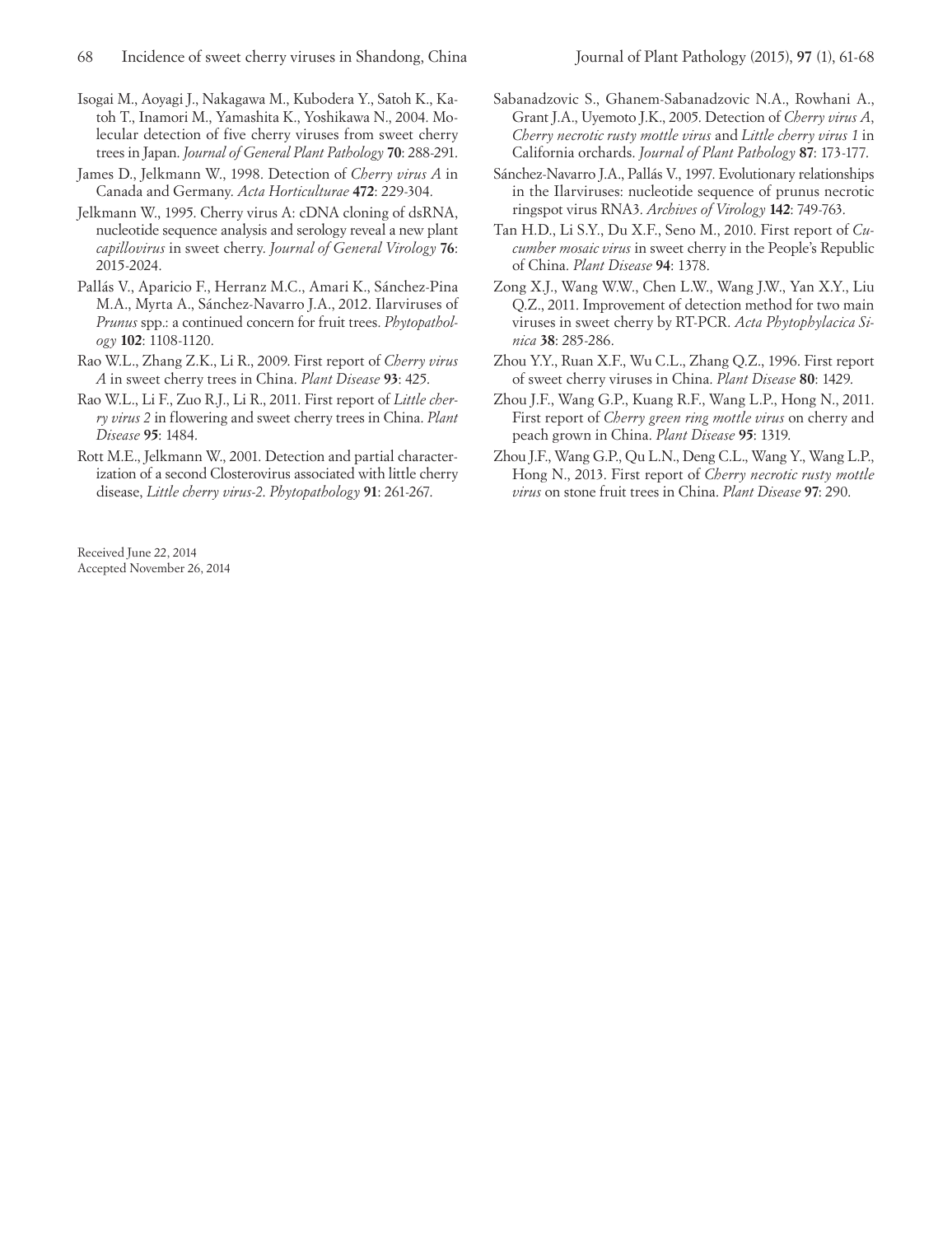Isogai M., Aoyagi J., Nakagawa M., Kubodera Y., Satoh K., Katoh T., Inamori M., Yamashita K., Yoshikawa N., 2004. Molecular detection of five cherry viruses from sweet cherry trees in Japan. *Journal of General Plant Pathology* **70**: 288-291.

James D., Jelkmann W., 1998. Detection of *Cherry virus A* in Canada and Germany. *Acta Horticulturae* **472**: 229-304.

Jelkmann W., 1995. Cherry virus A: cDNA cloning of dsRNA, nucleotide sequence analysis and serology reveal a new plant *capillovirus* in sweet cherry. *Journal of General Virology* **76**: 2015-2024.

Pallás V., Aparicio F., Herranz M.C., Amari K., Sánchez-Pina M.A., Myrta A., Sánchez-Navarro J.A., 2012. Ilarviruses of *Prunus* spp.: a continued concern for fruit trees. *Phytopathology* **102**: 1108-1120.

Rao W.L., Zhang Z.K., Li R., 2009. First report of *Cherry virus A* in sweet cherry trees in China. *Plant Disease* **93**: 425.

Rao W.L., Li F., Zuo R.J., Li R., 2011. First report of *Little cherry virus 2* in flowering and sweet cherry trees in China. *Plant Disease* **95**: 1484.

Rott M.E., Jelkmann W., 2001. Detection and partial characterization of a second Closterovirus associated with little cherry disease, *Little cherry virus-2*. *Phytopathology* **91**: 261-267.

Sabanadzovic S., Ghanem-Sabanadzovic N.A., Rowhani A., Grant J.A., Uyemoto J.K., 2005. Detection of *Cherry virus A*, *Cherry necrotic rusty mottle virus* and *Little cherry virus 1* in California orchards. *Journal of Plant Pathology* **87**: 173-177.

Sánchez-Navarro J.A., Pallás V., 1997. Evolutionary relationships in the Ilarviruses: nucleotide sequence of prunus necrotic ringspot virus RNA3. *Archives of Virology* **142**: 749-763.

Tan H.D., Li S.Y., Du X.F., Seno M., 2010. First report of *Cucumber mosaic virus* in sweet cherry in the People's Republic of China. *Plant Disease* **94**: 1378.

Zong X.J., Wang W.W., Chen L.W., Wang J.W., Yan X.Y., Liu Q.Z., 2011. Improvement of detection method for two main viruses in sweet cherry by RT-PCR. *Acta Phytophylacica Sinica* **38**: 285-286.

Zhou Y.Y., Ruan X.F., Wu C.L., Zhang Q.Z., 1996. First report of sweet cherry viruses in China. *Plant Disease* **80**: 1429.

Zhou J.F., Wang G.P., Kuang R.F., Wang L.P., Hong N., 2011. First report of *Cherry green ring mottle virus* on cherry and peach grown in China. *Plant Disease* **95**: 1319.

Zhou J.F., Wang G.P., Qu L.N., Deng C.L., Wang Y., Wang L.P., Hong N., 2013. First report of *Cherry necrotic rusty mottle virus* on stone fruit trees in China. *Plant Disease* **97**: 290.

Received June 22, 2014
Accepted November 26, 2014